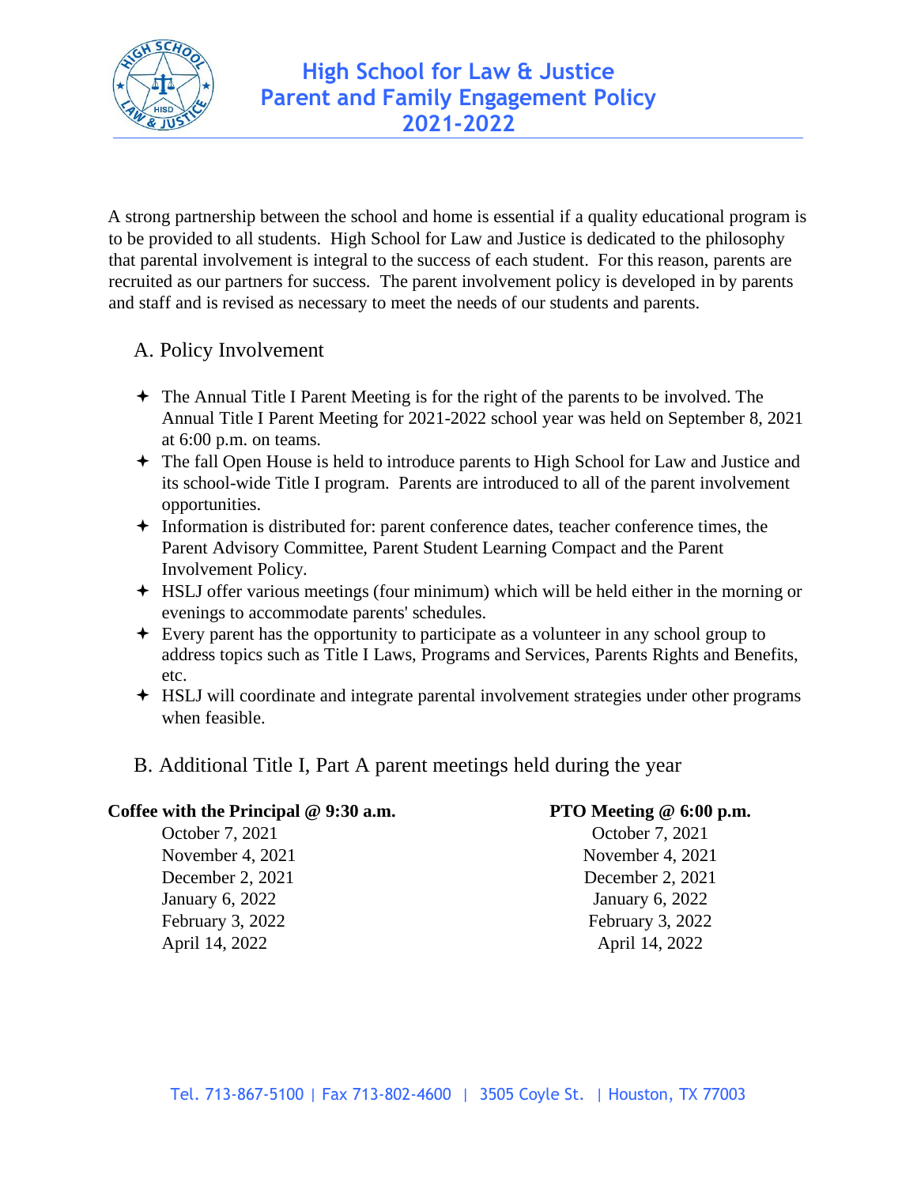# High School for Law & Justice
# Parent and Family Engagement Policy
# 2021-2022

A strong partnership between the school and home is essential if a quality educational program is to be provided to all students. High School for Law and Justice is dedicated to the philosophy that parental involvement is integral to the success of each student. For this reason, parents are recruited as our partners for success. The parent involvement policy is developed in by parents and staff and is revised as necessary to meet the needs of our students and parents.

## A. Policy Involvement

- The Annual Title I Parent Meeting is for the right of the parents to be involved. The Annual Title I Parent Meeting for 2021-2022 school year was held on September 8, 2021 at 6:00 p.m. on teams.
- The fall Open House is held to introduce parents to High School for Law and Justice and its school-wide Title I program. Parents are introduced to all of the parent involvement opportunities.
- Information is distributed for: parent conference dates, teacher conference times, the Parent Advisory Committee, Parent Student Learning Compact and the Parent Involvement Policy.
- HSLJ offer various meetings (four minimum) which will be held either in the morning or evenings to accommodate parents' schedules.
- Every parent has the opportunity to participate as a volunteer in any school group to address topics such as Title I Laws, Programs and Services, Parents Rights and Benefits, etc.
- HSLJ will coordinate and integrate parental involvement strategies under other programs when feasible.

## B. Additional Title I, Part A parent meetings held during the year

| **Coffee with the Principal @ 9:30 a.m.** | **PTO Meeting @ 6:00 p.m.** |
|---|---|
| October 7, 2021 | October 7, 2021 |
| November 4, 2021 | November 4, 2021 |
| December 2, 2021 | December 2, 2021 |
| January 6, 2022 | January 6, 2022 |
| February 3, 2022 | February 3, 2022 |
| April 14, 2022 | April 14, 2022 |

Tel. 713-867-5100 | Fax 713-802-4600 | 3505 Coyle St. | Houston, TX 77003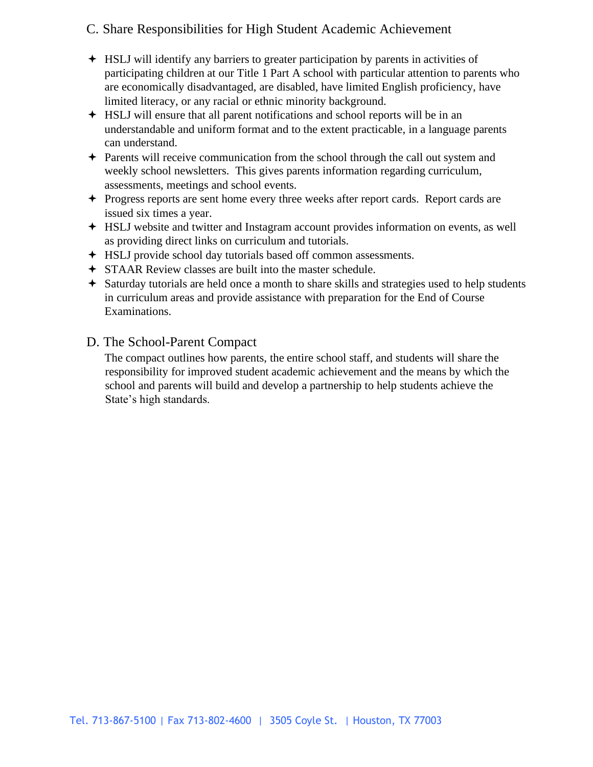## C. Share Responsibilities for High Student Academic Achievement

- HSLJ will identify any barriers to greater participation by parents in activities of participating children at our Title 1 Part A school with particular attention to parents who are economically disadvantaged, are disabled, have limited English proficiency, have limited literacy, or any racial or ethnic minority background.
- HSLJ will ensure that all parent notifications and school reports will be in an understandable and uniform format and to the extent practicable, in a language parents can understand.
- Parents will receive communication from the school through the call out system and weekly school newsletters. This gives parents information regarding curriculum, assessments, meetings and school events.
- Progress reports are sent home every three weeks after report cards. Report cards are issued six times a year.
- HSLJ website and twitter and Instagram account provides information on events, as well as providing direct links on curriculum and tutorials.
- HSLJ provide school day tutorials based off common assessments.
- STAAR Review classes are built into the master schedule.
- Saturday tutorials are held once a month to share skills and strategies used to help students in curriculum areas and provide assistance with preparation for the End of Course Examinations.

## D. The School-Parent Compact

The compact outlines how parents, the entire school staff, and students will share the responsibility for improved student academic achievement and the means by which the school and parents will build and develop a partnership to help students achieve the State's high standards.